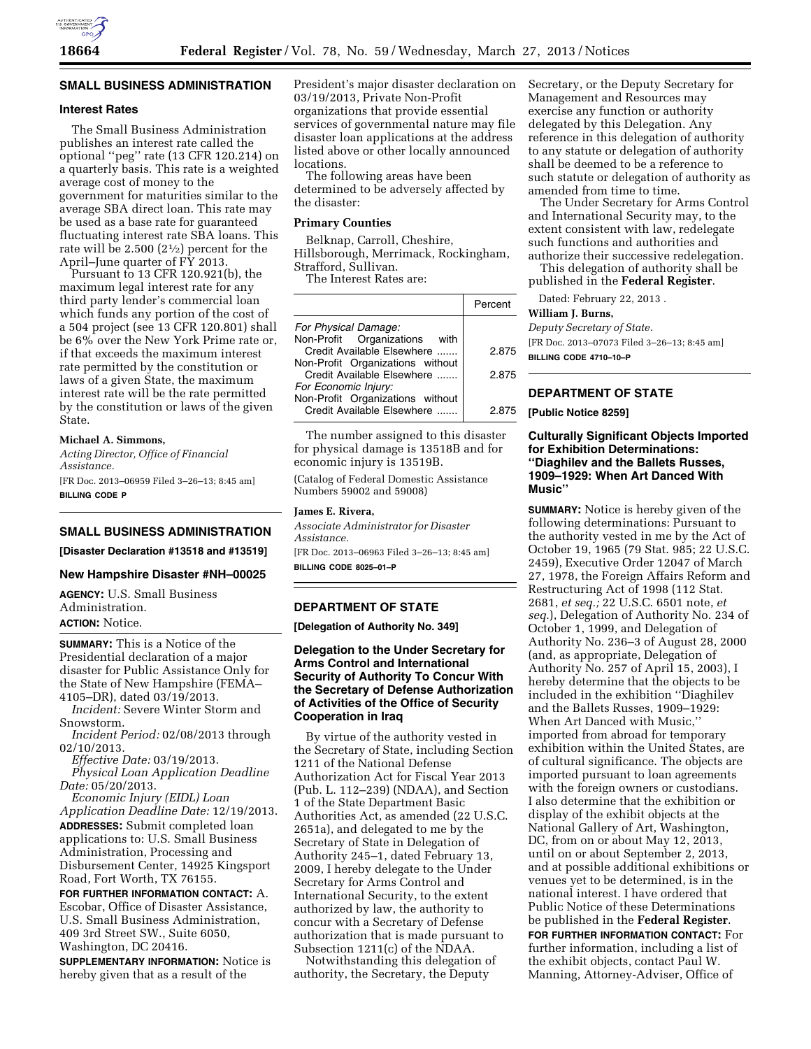## SMALL BUSINESS ADMINISTRATION

### Interest Rates

The Small Business Administration publishes an interest rate called the optional ''peg'' rate (13 CFR 120.214) on a quarterly basis. This rate is a weighted average cost of money to the government for maturities similar to the average SBA direct loan. This rate may be used as a base rate for guaranteed fluctuating interest rate SBA loans. This rate will be 2.500 (2½) percent for the April–June quarter of FY 2013.

Pursuant to 13 CFR 120.921(b), the maximum legal interest rate for any third party lender's commercial loan which funds any portion of the cost of a 504 project (see 13 CFR 120.801) shall be 6% over the New York Prime rate or, if that exceeds the maximum interest rate permitted by the constitution or laws of a given State, the maximum interest rate will be the rate permitted by the constitution or laws of the given State.

**Michael A. Simmons,**

*Acting Director, Office of Financial Assistance.*

[FR Doc. 2013–06959 Filed 3–26–13; 8:45 am]

**BILLING CODE P**

## SMALL BUSINESS ADMINISTRATION

**[Disaster Declaration #13518 and #13519]**

### New Hampshire Disaster #NH–00025

**AGENCY:** U.S. Small Business Administration.

**ACTION:** Notice.

**SUMMARY:** This is a Notice of the Presidential declaration of a major disaster for Public Assistance Only for the State of New Hampshire (FEMA–4105–DR), dated 03/19/2013.

*Incident:* Severe Winter Storm and Snowstorm.

*Incident Period:* 02/08/2013 through 02/10/2013.

*Effective Date:* 03/19/2013.

*Physical Loan Application Deadline Date:* 05/20/2013.

*Economic Injury (EIDL) Loan Application Deadline Date:* 12/19/2013.

**ADDRESSES:** Submit completed loan applications to: U.S. Small Business Administration, Processing and Disbursement Center, 14925 Kingsport Road, Fort Worth, TX 76155.

**FOR FURTHER INFORMATION CONTACT:** A. Escobar, Office of Disaster Assistance, U.S. Small Business Administration, 409 3rd Street SW., Suite 6050, Washington, DC 20416.

**SUPPLEMENTARY INFORMATION:** Notice is hereby given that as a result of the President's major disaster declaration on 03/19/2013, Private Non-Profit organizations that provide essential services of governmental nature may file disaster loan applications at the address listed above or other locally announced locations.

The following areas have been determined to be adversely affected by the disaster:

**Primary Counties**

Belknap, Carroll, Cheshire, Hillsborough, Merrimack, Rockingham, Strafford, Sullivan.

The Interest Rates are:

| | Percent |
|---|---|
| *For Physical Damage:* | |
| Non-Profit Organizations with Credit Available Elsewhere | 2.875 |
| Non-Profit Organizations without Credit Available Elsewhere | 2.875 |
| *For Economic Injury:* | |
| Non-Profit Organizations without Credit Available Elsewhere | 2.875 |

The number assigned to this disaster for physical damage is 13518B and for economic injury is 13519B.

(Catalog of Federal Domestic Assistance Numbers 59002 and 59008)

**James E. Rivera,**

*Associate Administrator for Disaster Assistance.*

[FR Doc. 2013–06963 Filed 3–26–13; 8:45 am]

**BILLING CODE 8025–01–P**

## DEPARTMENT OF STATE

**[Delegation of Authority No. 349]**

### Delegation to the Under Secretary for Arms Control and International Security of Authority To Concur With the Secretary of Defense Authorization of Activities of the Office of Security Cooperation in Iraq

By virtue of the authority vested in the Secretary of State, including Section 1211 of the National Defense Authorization Act for Fiscal Year 2013 (Pub. L. 112–239) (NDAA), and Section 1 of the State Department Basic Authorities Act, as amended (22 U.S.C. 2651a), and delegated to me by the Secretary of State in Delegation of Authority 245–1, dated February 13, 2009, I hereby delegate to the Under Secretary for Arms Control and International Security, to the extent authorized by law, the authority to concur with a Secretary of Defense authorization that is made pursuant to Subsection 1211(c) of the NDAA.

Notwithstanding this delegation of authority, the Secretary, the Deputy Secretary, or the Deputy Secretary for Management and Resources may exercise any function or authority delegated by this Delegation. Any reference in this delegation of authority to any statute or delegation of authority shall be deemed to be a reference to such statute or delegation of authority as amended from time to time.

The Under Secretary for Arms Control and International Security may, to the extent consistent with law, redelegate such functions and authorities and authorize their successive redelegation.

This delegation of authority shall be published in the **Federal Register**.

Dated: February 22, 2013 .

**William J. Burns,**

*Deputy Secretary of State.*

[FR Doc. 2013–07073 Filed 3–26–13; 8:45 am]

**BILLING CODE 4710–10–P**

## DEPARTMENT OF STATE

**[Public Notice 8259]**

### Culturally Significant Objects Imported for Exhibition Determinations: ''Diaghilev and the Ballets Russes, 1909–1929: When Art Danced With Music''

**SUMMARY:** Notice is hereby given of the following determinations: Pursuant to the authority vested in me by the Act of October 19, 1965 (79 Stat. 985; 22 U.S.C. 2459), Executive Order 12047 of March 27, 1978, the Foreign Affairs Reform and Restructuring Act of 1998 (112 Stat. 2681, *et seq.;* 22 U.S.C. 6501 note, *et seq.*), Delegation of Authority No. 234 of October 1, 1999, and Delegation of Authority No. 236–3 of August 28, 2000 (and, as appropriate, Delegation of Authority No. 257 of April 15, 2003), I hereby determine that the objects to be included in the exhibition ''Diaghilev and the Ballets Russes, 1909–1929: When Art Danced with Music,'' imported from abroad for temporary exhibition within the United States, are of cultural significance. The objects are imported pursuant to loan agreements with the foreign owners or custodians. I also determine that the exhibition or display of the exhibit objects at the National Gallery of Art, Washington, DC, from on or about May 12, 2013, until on or about September 2, 2013, and at possible additional exhibitions or venues yet to be determined, is in the national interest. I have ordered that Public Notice of these Determinations be published in the **Federal Register**.

**FOR FURTHER INFORMATION CONTACT:** For further information, including a list of the exhibit objects, contact Paul W. Manning, Attorney-Adviser, Office of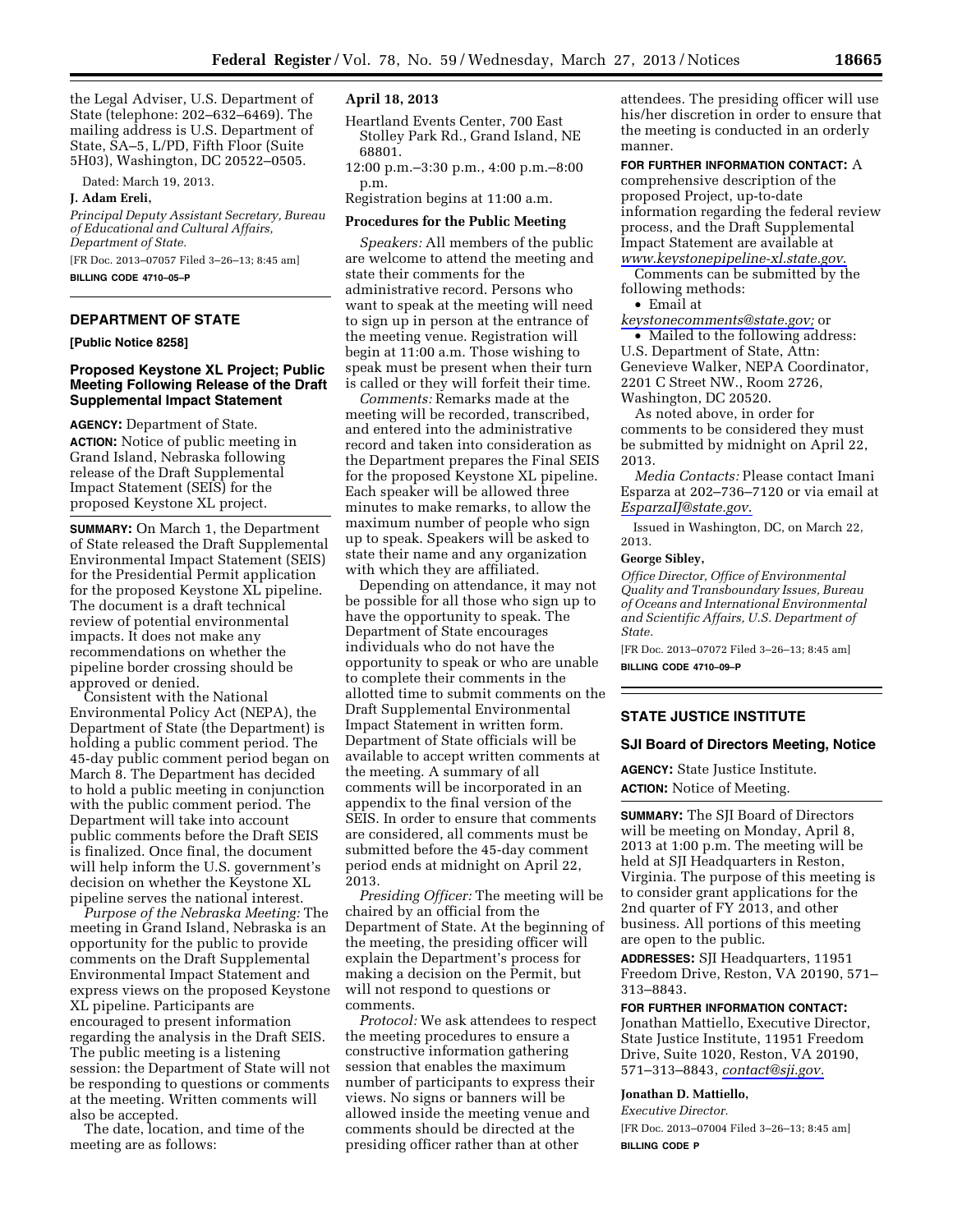the Legal Adviser, U.S. Department of State (telephone: 202–632–6469). The mailing address is U.S. Department of State, SA–5, L/PD, Fifth Floor (Suite 5H03), Washington, DC 20522–0505.

Dated: March 19, 2013.

**J. Adam Ereli,**

*Principal Deputy Assistant Secretary, Bureau of Educational and Cultural Affairs, Department of State.*

[FR Doc. 2013–07057 Filed 3–26–13; 8:45 am]

**BILLING CODE 4710–05–P**

## DEPARTMENT OF STATE

**[Public Notice 8258]**

### Proposed Keystone XL Project; Public Meeting Following Release of the Draft Supplemental Impact Statement

**AGENCY:** Department of State.

**ACTION:** Notice of public meeting in Grand Island, Nebraska following release of the Draft Supplemental Impact Statement (SEIS) for the proposed Keystone XL project.

**SUMMARY:** On March 1, the Department of State released the Draft Supplemental Environmental Impact Statement (SEIS) for the Presidential Permit application for the proposed Keystone XL pipeline. The document is a draft technical review of potential environmental impacts. It does not make any recommendations on whether the pipeline border crossing should be approved or denied.

Consistent with the National Environmental Policy Act (NEPA), the Department of State (the Department) is holding a public comment period. The 45-day public comment period began on March 8. The Department has decided to hold a public meeting in conjunction with the public comment period. The Department will take into account public comments before the Draft SEIS is finalized. Once final, the document will help inform the U.S. government's decision on whether the Keystone XL pipeline serves the national interest.

*Purpose of the Nebraska Meeting:* The meeting in Grand Island, Nebraska is an opportunity for the public to provide comments on the Draft Supplemental Environmental Impact Statement and express views on the proposed Keystone XL pipeline. Participants are encouraged to present information regarding the analysis in the Draft SEIS. The public meeting is a listening session: the Department of State will not be responding to questions or comments at the meeting. Written comments will also be accepted.

The date, location, and time of the meeting are as follows:

**April 18, 2013**

Heartland Events Center, 700 East Stolley Park Rd., Grand Island, NE 68801.

12:00 p.m.–3:30 p.m., 4:00 p.m.–8:00 p.m.

Registration begins at 11:00 a.m.

**Procedures for the Public Meeting**

*Speakers:* All members of the public are welcome to attend the meeting and state their comments for the administrative record. Persons who want to speak at the meeting will need to sign up in person at the entrance of the meeting venue. Registration will begin at 11:00 a.m. Those wishing to speak must be present when their turn is called or they will forfeit their time.

*Comments:* Remarks made at the meeting will be recorded, transcribed, and entered into the administrative record and taken into consideration as the Department prepares the Final SEIS for the proposed Keystone XL pipeline. Each speaker will be allowed three minutes to make remarks, to allow the maximum number of people who sign up to speak. Speakers will be asked to state their name and any organization with which they are affiliated.

Depending on attendance, it may not be possible for all those who sign up to have the opportunity to speak. The Department of State encourages individuals who do not have the opportunity to speak or who are unable to complete their comments in the allotted time to submit comments on the Draft Supplemental Environmental Impact Statement in written form. Department of State officials will be available to accept written comments at the meeting. A summary of all comments will be incorporated in an appendix to the final version of the SEIS. In order to ensure that comments are considered, all comments must be submitted before the 45-day comment period ends at midnight on April 22, 2013.

*Presiding Officer:* The meeting will be chaired by an official from the Department of State. At the beginning of the meeting, the presiding officer will explain the Department's process for making a decision on the Permit, but will not respond to questions or comments.

*Protocol:* We ask attendees to respect the meeting procedures to ensure a constructive information gathering session that enables the maximum number of participants to express their views. No signs or banners will be allowed inside the meeting venue and comments should be directed at the presiding officer rather than at other attendees. The presiding officer will use his/her discretion in order to ensure that the meeting is conducted in an orderly manner.

**FOR FURTHER INFORMATION CONTACT:** A comprehensive description of the proposed Project, up-to-date information regarding the federal review process, and the Draft Supplemental Impact Statement are available at *www.keystonepipeline-xl.state.gov.*

Comments can be submitted by the following methods:

- Email at *keystonecomments@state.gov;* or
- Mailed to the following address: U.S. Department of State, Attn: Genevieve Walker, NEPA Coordinator, 2201 C Street NW., Room 2726, Washington, DC 20520.

As noted above, in order for comments to be considered they must be submitted by midnight on April 22, 2013.

*Media Contacts:* Please contact Imani Esparza at 202–736–7120 or via email at *EsparzaIJ@state.gov.*

Issued in Washington, DC, on March 22, 2013.

**George Sibley,**

*Office Director, Office of Environmental Quality and Transboundary Issues, Bureau of Oceans and International Environmental and Scientific Affairs, U.S. Department of State.*

[FR Doc. 2013–07072 Filed 3–26–13; 8:45 am]

**BILLING CODE 4710–09–P**

## STATE JUSTICE INSTITUTE

### SJI Board of Directors Meeting, Notice

**AGENCY:** State Justice Institute.

**ACTION:** Notice of Meeting.

**SUMMARY:** The SJI Board of Directors will be meeting on Monday, April 8, 2013 at 1:00 p.m. The meeting will be held at SJI Headquarters in Reston, Virginia. The purpose of this meeting is to consider grant applications for the 2nd quarter of FY 2013, and other business. All portions of this meeting are open to the public.

**ADDRESSES:** SJI Headquarters, 11951 Freedom Drive, Reston, VA 20190, 571–313–8843.

**FOR FURTHER INFORMATION CONTACT:** Jonathan Mattiello, Executive Director, State Justice Institute, 11951 Freedom Drive, Suite 1020, Reston, VA 20190, 571–313–8843, *contact@sji.gov.*

**Jonathan D. Mattiello,**

*Executive Director.*

[FR Doc. 2013–07004 Filed 3–26–13; 8:45 am]

**BILLING CODE P**